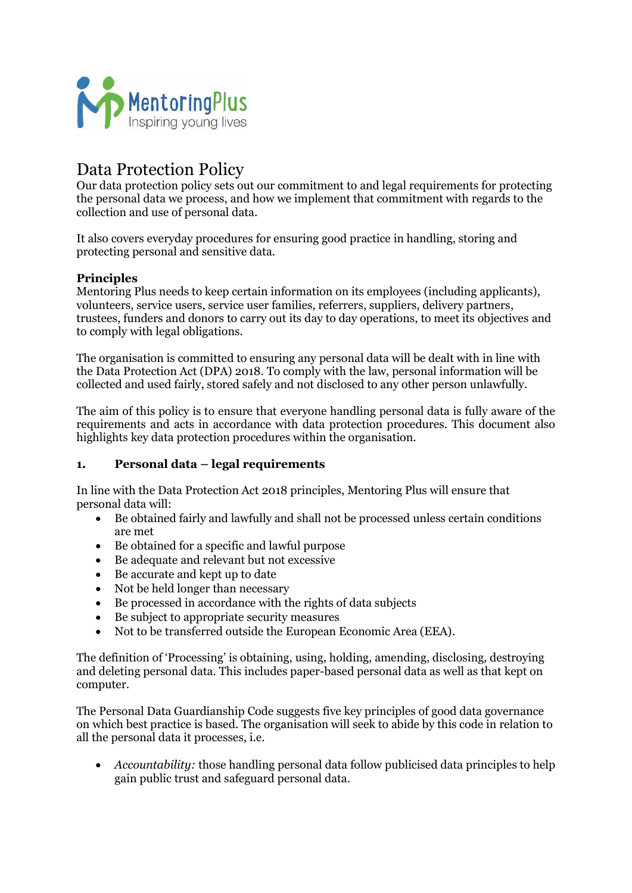MentoringPlus
Inspiring young lives

# Data Protection Policy

Our data protection policy sets out our commitment to and legal requirements for protecting the personal data we process, and how we implement that commitment with regards to the collection and use of personal data.

It also covers everyday procedures for ensuring good practice in handling, storing and protecting personal and sensitive data.

**Principles**

Mentoring Plus needs to keep certain information on its employees (including applicants), volunteers, service users, service user families, referrers, suppliers, delivery partners, trustees, funders and donors to carry out its day to day operations, to meet its objectives and to comply with legal obligations.

The organisation is committed to ensuring any personal data will be dealt with in line with the Data Protection Act (DPA) 2018. To comply with the law, personal information will be collected and used fairly, stored safely and not disclosed to any other person unlawfully.

The aim of this policy is to ensure that everyone handling personal data is fully aware of the requirements and acts in accordance with data protection procedures. This document also highlights key data protection procedures within the organisation.

## 1. Personal data – legal requirements

In line with the Data Protection Act 2018 principles, Mentoring Plus will ensure that personal data will:

- Be obtained fairly and lawfully and shall not be processed unless certain conditions are met
- Be obtained for a specific and lawful purpose
- Be adequate and relevant but not excessive
- Be accurate and kept up to date
- Not be held longer than necessary
- Be processed in accordance with the rights of data subjects
- Be subject to appropriate security measures
- Not to be transferred outside the European Economic Area (EEA).

The definition of 'Processing' is obtaining, using, holding, amending, disclosing, destroying and deleting personal data. This includes paper-based personal data as well as that kept on computer.

The Personal Data Guardianship Code suggests five key principles of good data governance on which best practice is based. The organisation will seek to abide by this code in relation to all the personal data it processes, i.e.

- *Accountability:* those handling personal data follow publicised data principles to help gain public trust and safeguard personal data.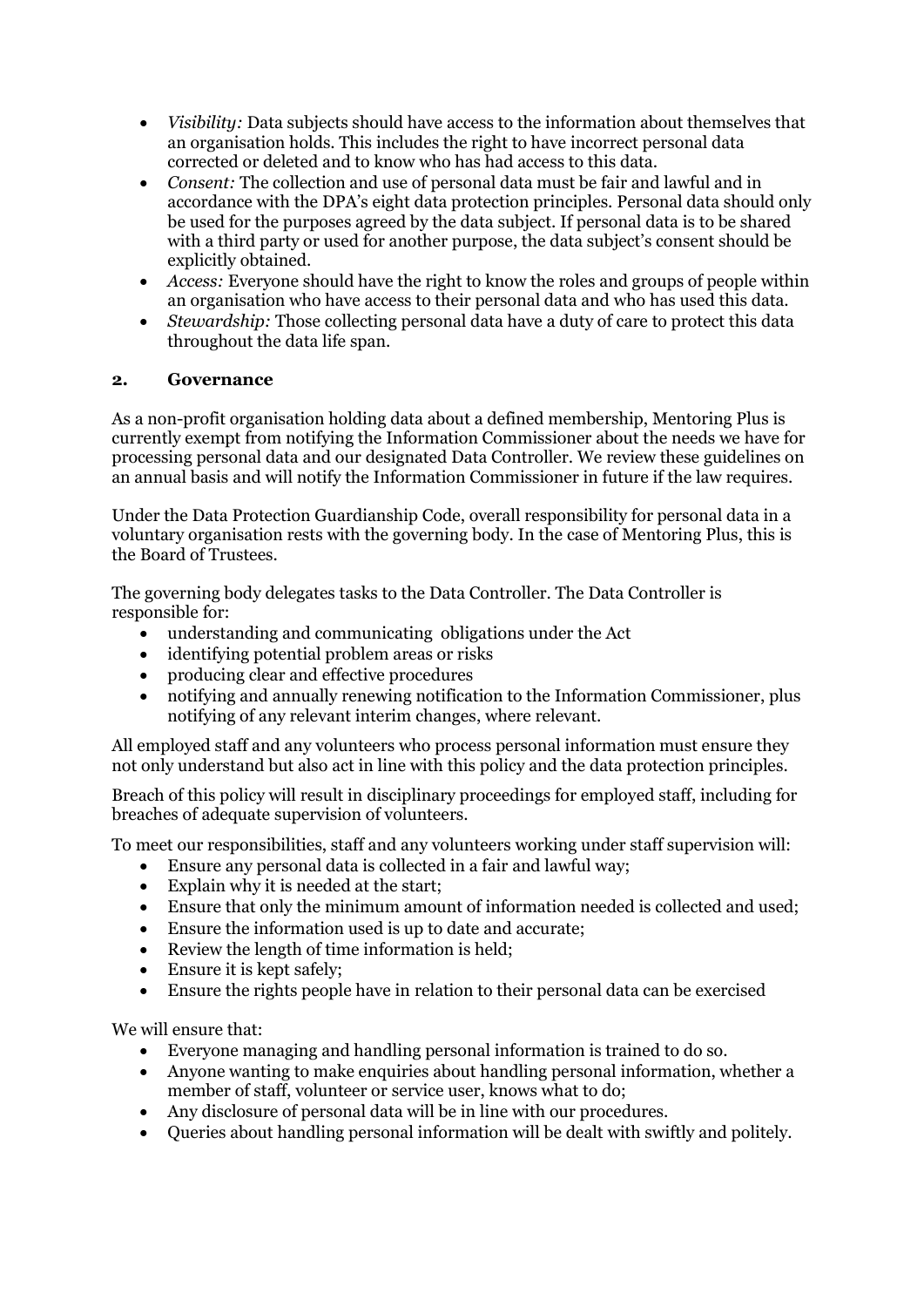- *Visibility:* Data subjects should have access to the information about themselves that an organisation holds. This includes the right to have incorrect personal data corrected or deleted and to know who has had access to this data.
- *Consent:* The collection and use of personal data must be fair and lawful and in accordance with the DPA's eight data protection principles. Personal data should only be used for the purposes agreed by the data subject. If personal data is to be shared with a third party or used for another purpose, the data subject's consent should be explicitly obtained.
- *Access:* Everyone should have the right to know the roles and groups of people within an organisation who have access to their personal data and who has used this data.
- *Stewardship:* Those collecting personal data have a duty of care to protect this data throughout the data life span.

## 2. Governance

As a non-profit organisation holding data about a defined membership, Mentoring Plus is currently exempt from notifying the Information Commissioner about the needs we have for processing personal data and our designated Data Controller. We review these guidelines on an annual basis and will notify the Information Commissioner in future if the law requires.

Under the Data Protection Guardianship Code, overall responsibility for personal data in a voluntary organisation rests with the governing body. In the case of Mentoring Plus, this is the Board of Trustees.

The governing body delegates tasks to the Data Controller. The Data Controller is responsible for:

- understanding and communicating obligations under the Act
- identifying potential problem areas or risks
- producing clear and effective procedures
- notifying and annually renewing notification to the Information Commissioner, plus notifying of any relevant interim changes, where relevant.

All employed staff and any volunteers who process personal information must ensure they not only understand but also act in line with this policy and the data protection principles.

Breach of this policy will result in disciplinary proceedings for employed staff, including for breaches of adequate supervision of volunteers.

To meet our responsibilities, staff and any volunteers working under staff supervision will:

- Ensure any personal data is collected in a fair and lawful way;
- Explain why it is needed at the start;
- Ensure that only the minimum amount of information needed is collected and used;
- Ensure the information used is up to date and accurate;
- Review the length of time information is held;
- Ensure it is kept safely;
- Ensure the rights people have in relation to their personal data can be exercised

We will ensure that:

- Everyone managing and handling personal information is trained to do so.
- Anyone wanting to make enquiries about handling personal information, whether a member of staff, volunteer or service user, knows what to do;
- Any disclosure of personal data will be in line with our procedures.
- Queries about handling personal information will be dealt with swiftly and politely.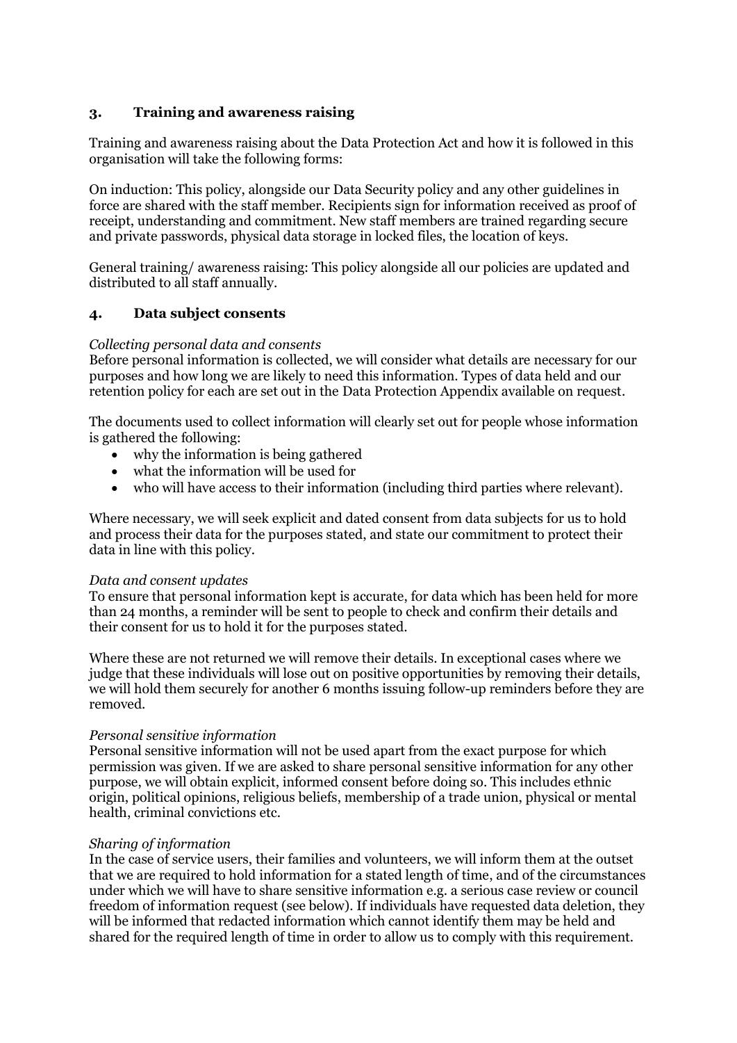## 3. Training and awareness raising

Training and awareness raising about the Data Protection Act and how it is followed in this organisation will take the following forms:

On induction: This policy, alongside our Data Security policy and any other guidelines in force are shared with the staff member. Recipients sign for information received as proof of receipt, understanding and commitment. New staff members are trained regarding secure and private passwords, physical data storage in locked files, the location of keys.

General training/ awareness raising: This policy alongside all our policies are updated and distributed to all staff annually.

## 4. Data subject consents

*Collecting personal data and consents*
Before personal information is collected, we will consider what details are necessary for our purposes and how long we are likely to need this information. Types of data held and our retention policy for each are set out in the Data Protection Appendix available on request.

The documents used to collect information will clearly set out for people whose information is gathered the following:

- why the information is being gathered
- what the information will be used for
- who will have access to their information (including third parties where relevant).

Where necessary, we will seek explicit and dated consent from data subjects for us to hold and process their data for the purposes stated, and state our commitment to protect their data in line with this policy.

*Data and consent updates*
To ensure that personal information kept is accurate, for data which has been held for more than 24 months, a reminder will be sent to people to check and confirm their details and their consent for us to hold it for the purposes stated.

Where these are not returned we will remove their details. In exceptional cases where we judge that these individuals will lose out on positive opportunities by removing their details, we will hold them securely for another 6 months issuing follow-up reminders before they are removed.

*Personal sensitive information*
Personal sensitive information will not be used apart from the exact purpose for which permission was given. If we are asked to share personal sensitive information for any other purpose, we will obtain explicit, informed consent before doing so. This includes ethnic origin, political opinions, religious beliefs, membership of a trade union, physical or mental health, criminal convictions etc.

*Sharing of information*
In the case of service users, their families and volunteers, we will inform them at the outset that we are required to hold information for a stated length of time, and of the circumstances under which we will have to share sensitive information e.g. a serious case review or council freedom of information request (see below). If individuals have requested data deletion, they will be informed that redacted information which cannot identify them may be held and shared for the required length of time in order to allow us to comply with this requirement.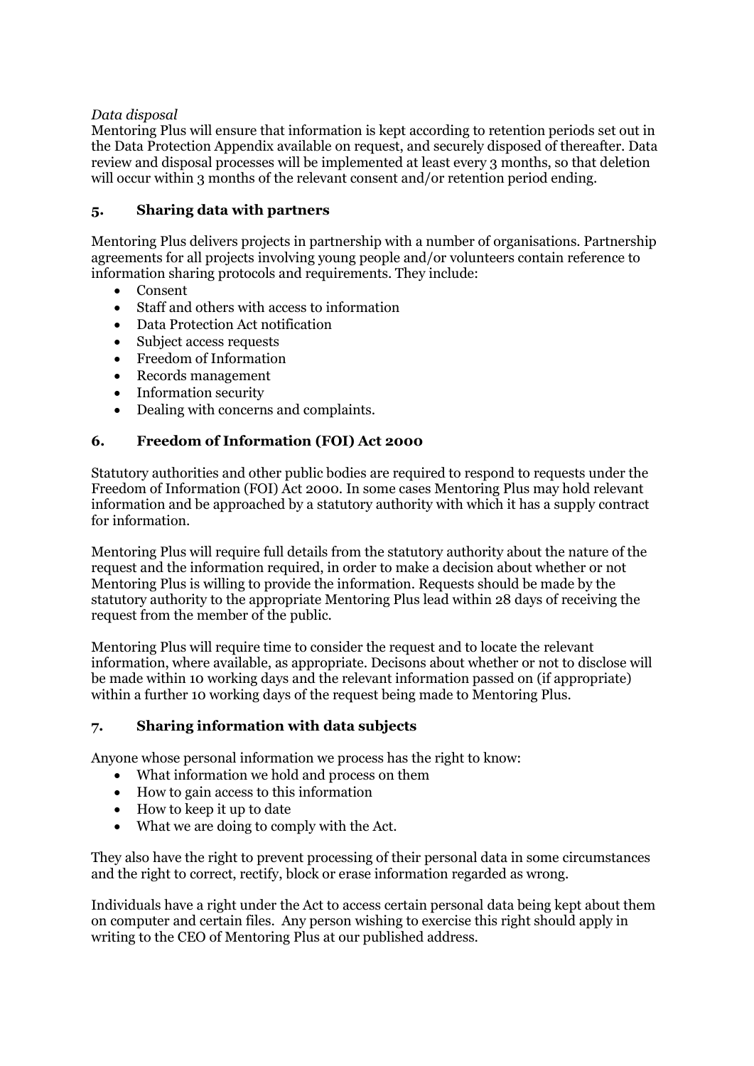*Data disposal*

Mentoring Plus will ensure that information is kept according to retention periods set out in the Data Protection Appendix available on request, and securely disposed of thereafter. Data review and disposal processes will be implemented at least every 3 months, so that deletion will occur within 3 months of the relevant consent and/or retention period ending.

## 5. Sharing data with partners

Mentoring Plus delivers projects in partnership with a number of organisations. Partnership agreements for all projects involving young people and/or volunteers contain reference to information sharing protocols and requirements. They include:

- Consent
- Staff and others with access to information
- Data Protection Act notification
- Subject access requests
- Freedom of Information
- Records management
- Information security
- Dealing with concerns and complaints.

## 6. Freedom of Information (FOI) Act 2000

Statutory authorities and other public bodies are required to respond to requests under the Freedom of Information (FOI) Act 2000. In some cases Mentoring Plus may hold relevant information and be approached by a statutory authority with which it has a supply contract for information.

Mentoring Plus will require full details from the statutory authority about the nature of the request and the information required, in order to make a decision about whether or not Mentoring Plus is willing to provide the information. Requests should be made by the statutory authority to the appropriate Mentoring Plus lead within 28 days of receiving the request from the member of the public.

Mentoring Plus will require time to consider the request and to locate the relevant information, where available, as appropriate. Decisons about whether or not to disclose will be made within 10 working days and the relevant information passed on (if appropriate) within a further 10 working days of the request being made to Mentoring Plus.

## 7. Sharing information with data subjects

Anyone whose personal information we process has the right to know:

- What information we hold and process on them
- How to gain access to this information
- How to keep it up to date
- What we are doing to comply with the Act.

They also have the right to prevent processing of their personal data in some circumstances and the right to correct, rectify, block or erase information regarded as wrong.

Individuals have a right under the Act to access certain personal data being kept about them on computer and certain files. Any person wishing to exercise this right should apply in writing to the CEO of Mentoring Plus at our published address.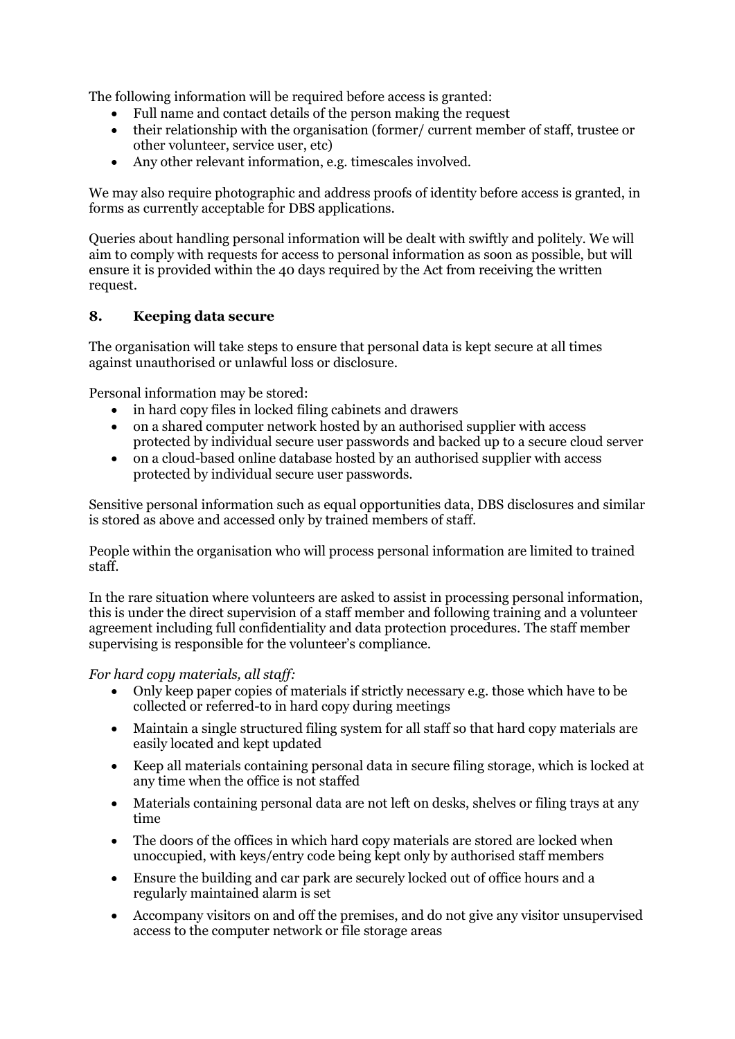The following information will be required before access is granted:

- Full name and contact details of the person making the request
- their relationship with the organisation (former/ current member of staff, trustee or other volunteer, service user, etc)
- Any other relevant information, e.g. timescales involved.

We may also require photographic and address proofs of identity before access is granted, in forms as currently acceptable for DBS applications.

Queries about handling personal information will be dealt with swiftly and politely. We will aim to comply with requests for access to personal information as soon as possible, but will ensure it is provided within the 40 days required by the Act from receiving the written request.

## 8. Keeping data secure

The organisation will take steps to ensure that personal data is kept secure at all times against unauthorised or unlawful loss or disclosure.

Personal information may be stored:

- in hard copy files in locked filing cabinets and drawers
- on a shared computer network hosted by an authorised supplier with access protected by individual secure user passwords and backed up to a secure cloud server
- on a cloud-based online database hosted by an authorised supplier with access protected by individual secure user passwords.

Sensitive personal information such as equal opportunities data, DBS disclosures and similar is stored as above and accessed only by trained members of staff.

People within the organisation who will process personal information are limited to trained staff.

In the rare situation where volunteers are asked to assist in processing personal information, this is under the direct supervision of a staff member and following training and a volunteer agreement including full confidentiality and data protection procedures. The staff member supervising is responsible for the volunteer's compliance.

*For hard copy materials, all staff:*

- Only keep paper copies of materials if strictly necessary e.g. those which have to be collected or referred-to in hard copy during meetings
- Maintain a single structured filing system for all staff so that hard copy materials are easily located and kept updated
- Keep all materials containing personal data in secure filing storage, which is locked at any time when the office is not staffed
- Materials containing personal data are not left on desks, shelves or filing trays at any time
- The doors of the offices in which hard copy materials are stored are locked when unoccupied, with keys/entry code being kept only by authorised staff members
- Ensure the building and car park are securely locked out of office hours and a regularly maintained alarm is set
- Accompany visitors on and off the premises, and do not give any visitor unsupervised access to the computer network or file storage areas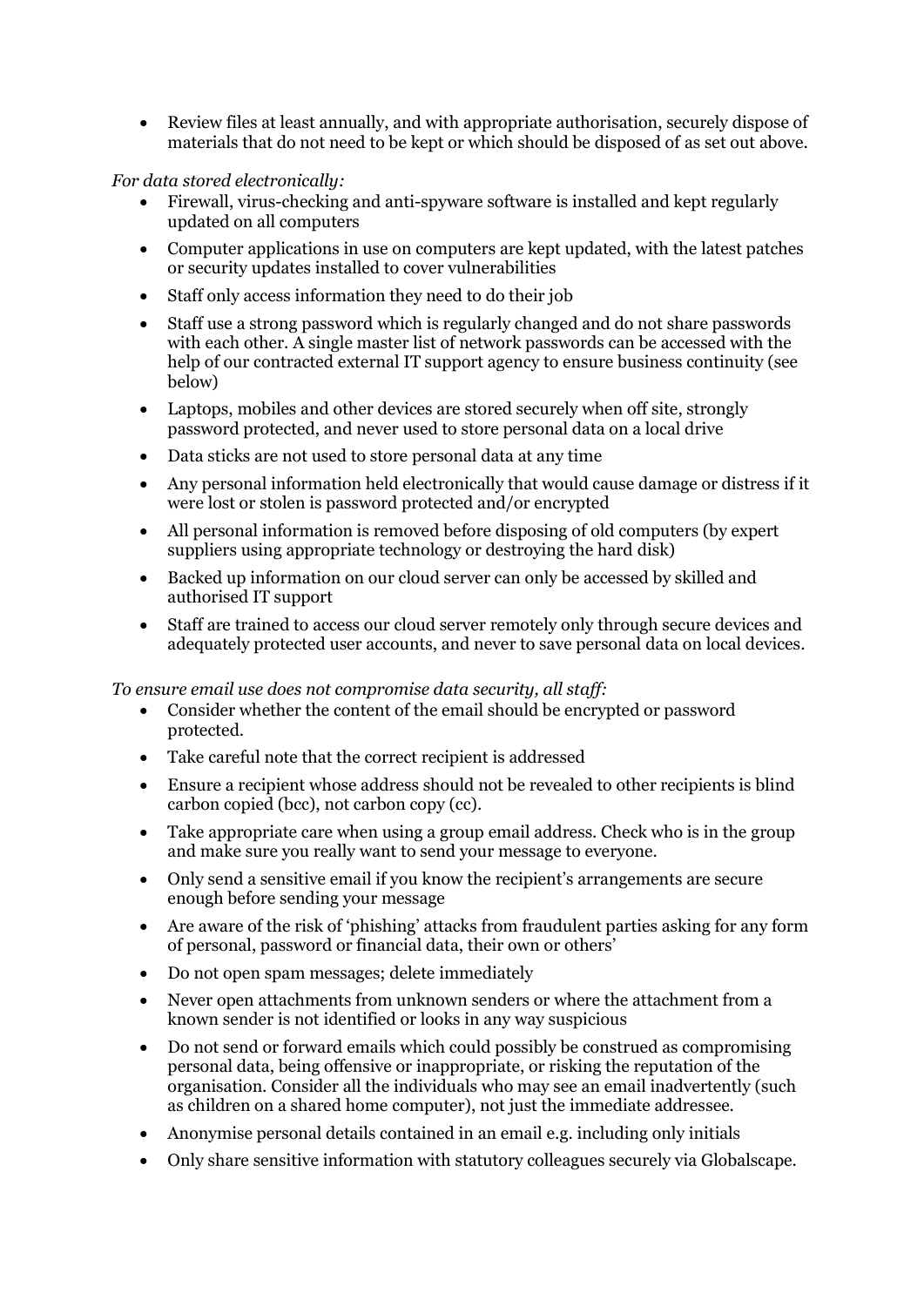- Review files at least annually, and with appropriate authorisation, securely dispose of materials that do not need to be kept or which should be disposed of as set out above.

*For data stored electronically:*

- Firewall, virus-checking and anti-spyware software is installed and kept regularly updated on all computers
- Computer applications in use on computers are kept updated, with the latest patches or security updates installed to cover vulnerabilities
- Staff only access information they need to do their job
- Staff use a strong password which is regularly changed and do not share passwords with each other. A single master list of network passwords can be accessed with the help of our contracted external IT support agency to ensure business continuity (see below)
- Laptops, mobiles and other devices are stored securely when off site, strongly password protected, and never used to store personal data on a local drive
- Data sticks are not used to store personal data at any time
- Any personal information held electronically that would cause damage or distress if it were lost or stolen is password protected and/or encrypted
- All personal information is removed before disposing of old computers (by expert suppliers using appropriate technology or destroying the hard disk)
- Backed up information on our cloud server can only be accessed by skilled and authorised IT support
- Staff are trained to access our cloud server remotely only through secure devices and adequately protected user accounts, and never to save personal data on local devices.

*To ensure email use does not compromise data security, all staff:*

- Consider whether the content of the email should be encrypted or password protected.
- Take careful note that the correct recipient is addressed
- Ensure a recipient whose address should not be revealed to other recipients is blind carbon copied (bcc), not carbon copy (cc).
- Take appropriate care when using a group email address. Check who is in the group and make sure you really want to send your message to everyone.
- Only send a sensitive email if you know the recipient's arrangements are secure enough before sending your message
- Are aware of the risk of 'phishing' attacks from fraudulent parties asking for any form of personal, password or financial data, their own or others'
- Do not open spam messages; delete immediately
- Never open attachments from unknown senders or where the attachment from a known sender is not identified or looks in any way suspicious
- Do not send or forward emails which could possibly be construed as compromising personal data, being offensive or inappropriate, or risking the reputation of the organisation. Consider all the individuals who may see an email inadvertently (such as children on a shared home computer), not just the immediate addressee.
- Anonymise personal details contained in an email e.g. including only initials
- Only share sensitive information with statutory colleagues securely via Globalscape.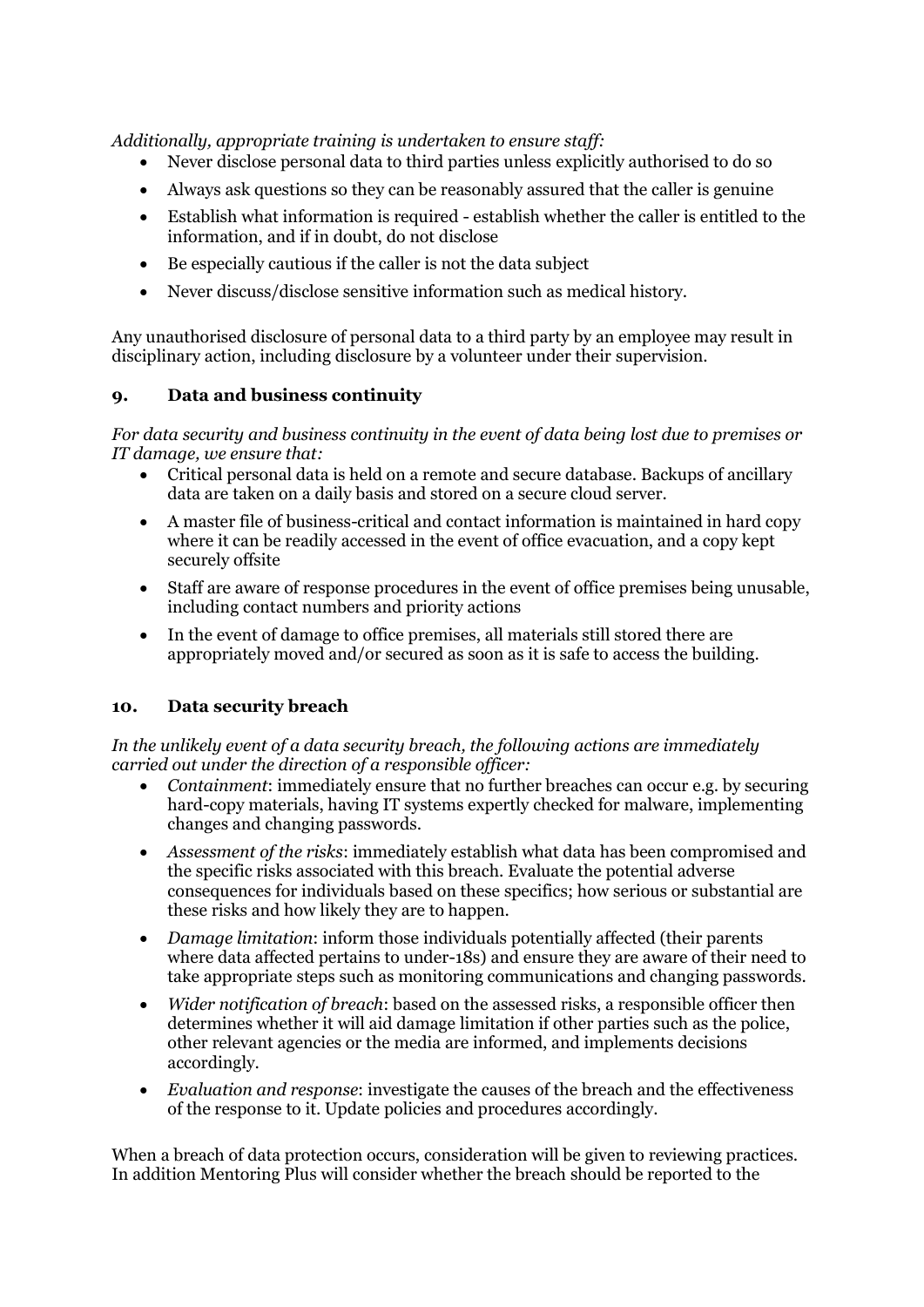*Additionally, appropriate training is undertaken to ensure staff:*

- Never disclose personal data to third parties unless explicitly authorised to do so
- Always ask questions so they can be reasonably assured that the caller is genuine
- Establish what information is required - establish whether the caller is entitled to the information, and if in doubt, do not disclose
- Be especially cautious if the caller is not the data subject
- Never discuss/disclose sensitive information such as medical history.

Any unauthorised disclosure of personal data to a third party by an employee may result in disciplinary action, including disclosure by a volunteer under their supervision.

## 9. Data and business continuity

*For data security and business continuity in the event of data being lost due to premises or IT damage, we ensure that:*

- Critical personal data is held on a remote and secure database. Backups of ancillary data are taken on a daily basis and stored on a secure cloud server.
- A master file of business-critical and contact information is maintained in hard copy where it can be readily accessed in the event of office evacuation, and a copy kept securely offsite
- Staff are aware of response procedures in the event of office premises being unusable, including contact numbers and priority actions
- In the event of damage to office premises, all materials still stored there are appropriately moved and/or secured as soon as it is safe to access the building.

## 10. Data security breach

*In the unlikely event of a data security breach, the following actions are immediately carried out under the direction of a responsible officer:*

- *Containment*: immediately ensure that no further breaches can occur e.g. by securing hard-copy materials, having IT systems expertly checked for malware, implementing changes and changing passwords.
- *Assessment of the risks*: immediately establish what data has been compromised and the specific risks associated with this breach. Evaluate the potential adverse consequences for individuals based on these specifics; how serious or substantial are these risks and how likely they are to happen.
- *Damage limitation*: inform those individuals potentially affected (their parents where data affected pertains to under-18s) and ensure they are aware of their need to take appropriate steps such as monitoring communications and changing passwords.
- *Wider notification of breach*: based on the assessed risks, a responsible officer then determines whether it will aid damage limitation if other parties such as the police, other relevant agencies or the media are informed, and implements decisions accordingly.
- *Evaluation and response*: investigate the causes of the breach and the effectiveness of the response to it. Update policies and procedures accordingly.

When a breach of data protection occurs, consideration will be given to reviewing practices. In addition Mentoring Plus will consider whether the breach should be reported to the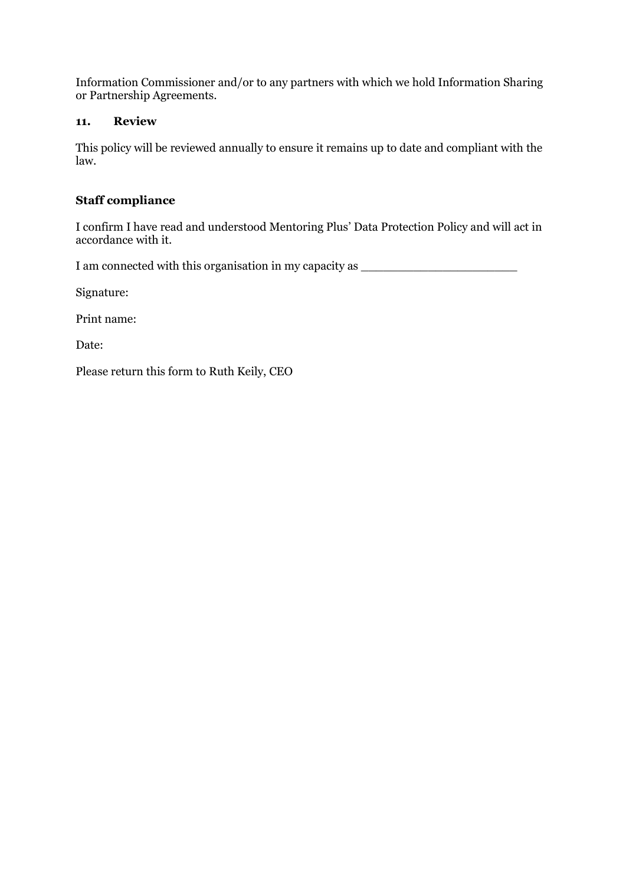Information Commissioner and/or to any partners with which we hold Information Sharing or Partnership Agreements.

## 11. Review

This policy will be reviewed annually to ensure it remains up to date and compliant with the law.

### Staff compliance

I confirm I have read and understood Mentoring Plus' Data Protection Policy and will act in accordance with it.

I am connected with this organisation in my capacity as ______________________

Signature:

Print name:

Date:

Please return this form to Ruth Keily, CEO